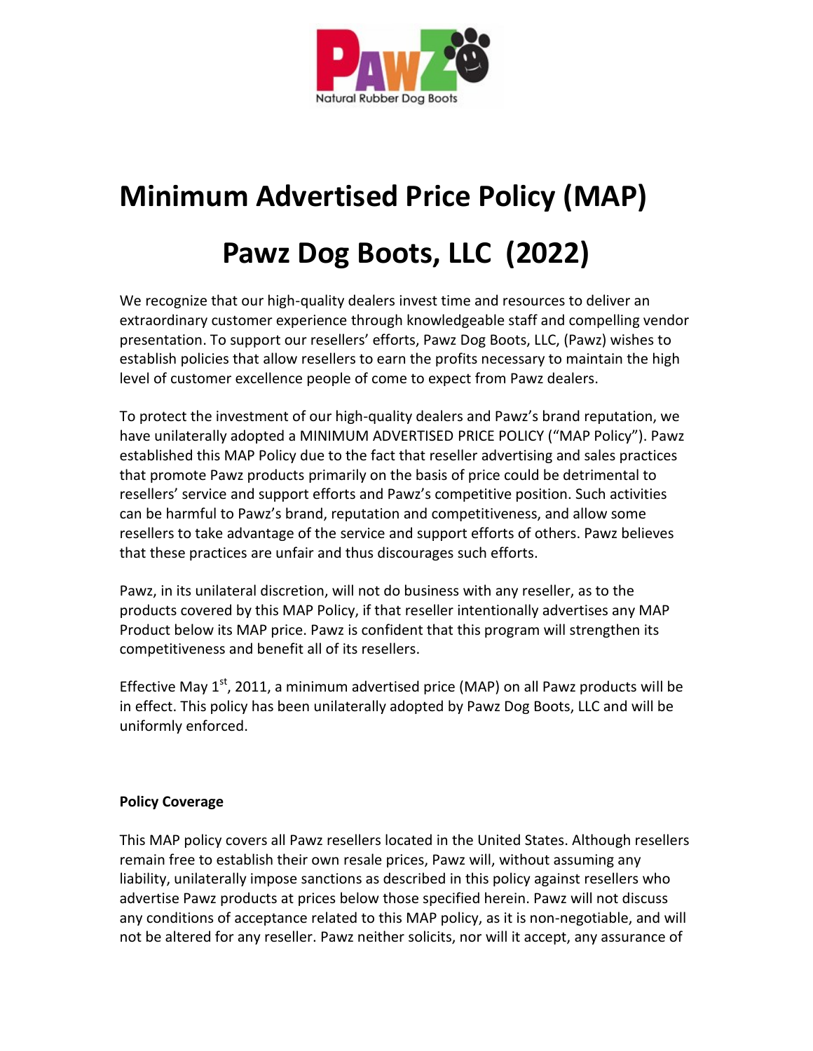# Minimum Advertised Price Policy (MAP)

# Pawz Dog Boots, LLC (2022)

We recognize that our high-quality dealers invest time and resources to deliver an extraordinary customer experience through knowledgeable staff and compelling vendor presentation. To support our resellers' efforts, Pawz Dog Boots, LLC, (Pawz) wishes to establish policies that allow resellers to earn the profits necessary to maintain the high level of customer excellence people of come to expect from Pawz dealers.

To protect the investment of our high-quality dealers and Pawz's brand reputation, we have unilaterally adopted a MINIMUM ADVERTISED PRICE POLICY ("MAP Policy"). Pawz established this MAP Policy due to the fact that reseller advertising and sales practices that promote Pawz products primarily on the basis of price could be detrimental to resellers' service and support efforts and Pawz's competitive position. Such activities can be harmful to Pawz's brand, reputation and competitiveness, and allow some resellers to take advantage of the service and support efforts of others. Pawz believes that these practices are unfair and thus discourages such efforts.

Pawz, in its unilateral discretion, will not do business with any reseller, as to the products covered by this MAP Policy, if that reseller intentionally advertises any MAP Product below its MAP price. Pawz is confident that this program will strengthen its competitiveness and benefit all of its resellers.

Effective May 1st, 2011, a minimum advertised price (MAP) on all Pawz products will be in effect. This policy has been unilaterally adopted by Pawz Dog Boots, LLC and will be uniformly enforced.

**Policy Coverage**

This MAP policy covers all Pawz resellers located in the United States. Although resellers remain free to establish their own resale prices, Pawz will, without assuming any liability, unilaterally impose sanctions as described in this policy against resellers who advertise Pawz products at prices below those specified herein. Pawz will not discuss any conditions of acceptance related to this MAP policy, as it is non-negotiable, and will not be altered for any reseller. Pawz neither solicits, nor will it accept, any assurance of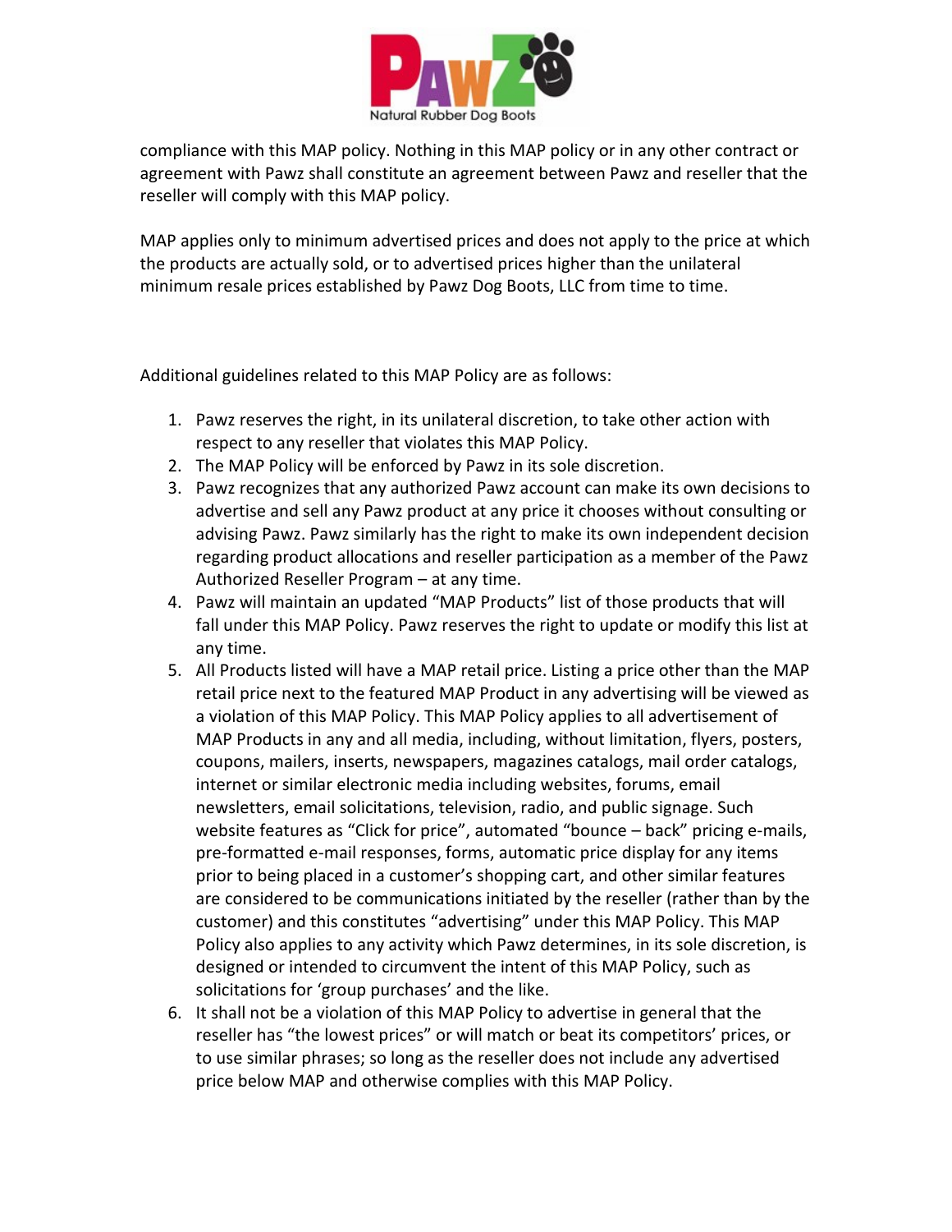compliance with this MAP policy. Nothing in this MAP policy or in any other contract or agreement with Pawz shall constitute an agreement between Pawz and reseller that the reseller will comply with this MAP policy.

MAP applies only to minimum advertised prices and does not apply to the price at which the products are actually sold, or to advertised prices higher than the unilateral minimum resale prices established by Pawz Dog Boots, LLC from time to time.

Additional guidelines related to this MAP Policy are as follows:

1. Pawz reserves the right, in its unilateral discretion, to take other action with respect to any reseller that violates this MAP Policy.
2. The MAP Policy will be enforced by Pawz in its sole discretion.
3. Pawz recognizes that any authorized Pawz account can make its own decisions to advertise and sell any Pawz product at any price it chooses without consulting or advising Pawz. Pawz similarly has the right to make its own independent decision regarding product allocations and reseller participation as a member of the Pawz Authorized Reseller Program – at any time.
4. Pawz will maintain an updated "MAP Products" list of those products that will fall under this MAP Policy. Pawz reserves the right to update or modify this list at any time.
5. All Products listed will have a MAP retail price. Listing a price other than the MAP retail price next to the featured MAP Product in any advertising will be viewed as a violation of this MAP Policy. This MAP Policy applies to all advertisement of MAP Products in any and all media, including, without limitation, flyers, posters, coupons, mailers, inserts, newspapers, magazines catalogs, mail order catalogs, internet or similar electronic media including websites, forums, email newsletters, email solicitations, television, radio, and public signage. Such website features as "Click for price", automated "bounce – back" pricing e-mails, pre-formatted e-mail responses, forms, automatic price display for any items prior to being placed in a customer's shopping cart, and other similar features are considered to be communications initiated by the reseller (rather than by the customer) and this constitutes "advertising" under this MAP Policy. This MAP Policy also applies to any activity which Pawz determines, in its sole discretion, is designed or intended to circumvent the intent of this MAP Policy, such as solicitations for 'group purchases' and the like.
6. It shall not be a violation of this MAP Policy to advertise in general that the reseller has "the lowest prices" or will match or beat its competitors' prices, or to use similar phrases; so long as the reseller does not include any advertised price below MAP and otherwise complies with this MAP Policy.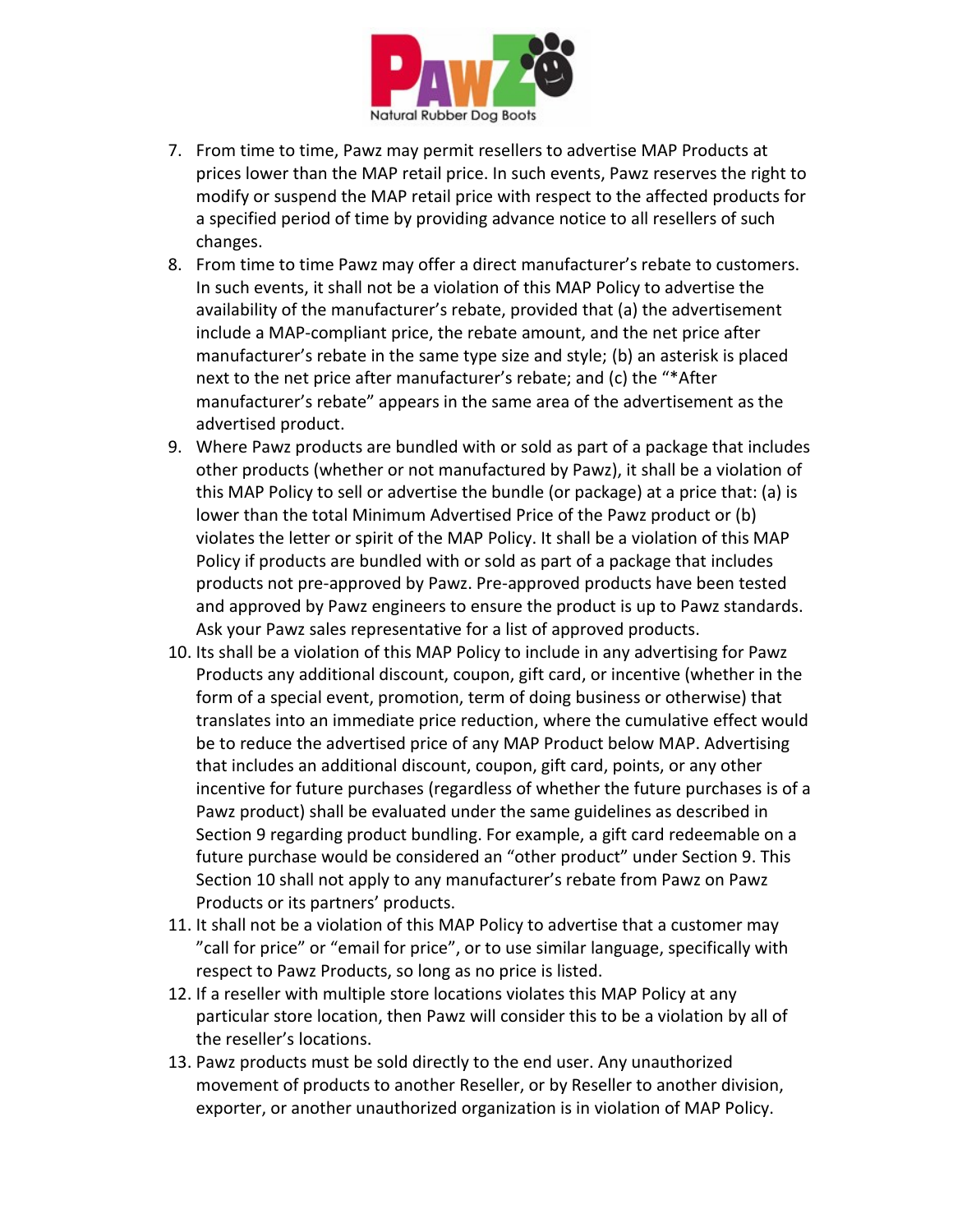7. From time to time, Pawz may permit resellers to advertise MAP Products at prices lower than the MAP retail price. In such events, Pawz reserves the right to modify or suspend the MAP retail price with respect to the affected products for a specified period of time by providing advance notice to all resellers of such changes.
8. From time to time Pawz may offer a direct manufacturer's rebate to customers. In such events, it shall not be a violation of this MAP Policy to advertise the availability of the manufacturer's rebate, provided that (a) the advertisement include a MAP-compliant price, the rebate amount, and the net price after manufacturer's rebate in the same type size and style; (b) an asterisk is placed next to the net price after manufacturer's rebate; and (c) the "*After manufacturer's rebate" appears in the same area of the advertisement as the advertised product.
9. Where Pawz products are bundled with or sold as part of a package that includes other products (whether or not manufactured by Pawz), it shall be a violation of this MAP Policy to sell or advertise the bundle (or package) at a price that: (a) is lower than the total Minimum Advertised Price of the Pawz product or (b) violates the letter or spirit of the MAP Policy. It shall be a violation of this MAP Policy if products are bundled with or sold as part of a package that includes products not pre-approved by Pawz. Pre-approved products have been tested and approved by Pawz engineers to ensure the product is up to Pawz standards. Ask your Pawz sales representative for a list of approved products.
10. Its shall be a violation of this MAP Policy to include in any advertising for Pawz Products any additional discount, coupon, gift card, or incentive (whether in the form of a special event, promotion, term of doing business or otherwise) that translates into an immediate price reduction, where the cumulative effect would be to reduce the advertised price of any MAP Product below MAP. Advertising that includes an additional discount, coupon, gift card, points, or any other incentive for future purchases (regardless of whether the future purchases is of a Pawz product) shall be evaluated under the same guidelines as described in Section 9 regarding product bundling. For example, a gift card redeemable on a future purchase would be considered an "other product" under Section 9. This Section 10 shall not apply to any manufacturer's rebate from Pawz on Pawz Products or its partners' products.
11. It shall not be a violation of this MAP Policy to advertise that a customer may "call for price" or "email for price", or to use similar language, specifically with respect to Pawz Products, so long as no price is listed.
12. If a reseller with multiple store locations violates this MAP Policy at any particular store location, then Pawz will consider this to be a violation by all of the reseller's locations.
13. Pawz products must be sold directly to the end user. Any unauthorized movement of products to another Reseller, or by Reseller to another division, exporter, or another unauthorized organization is in violation of MAP Policy.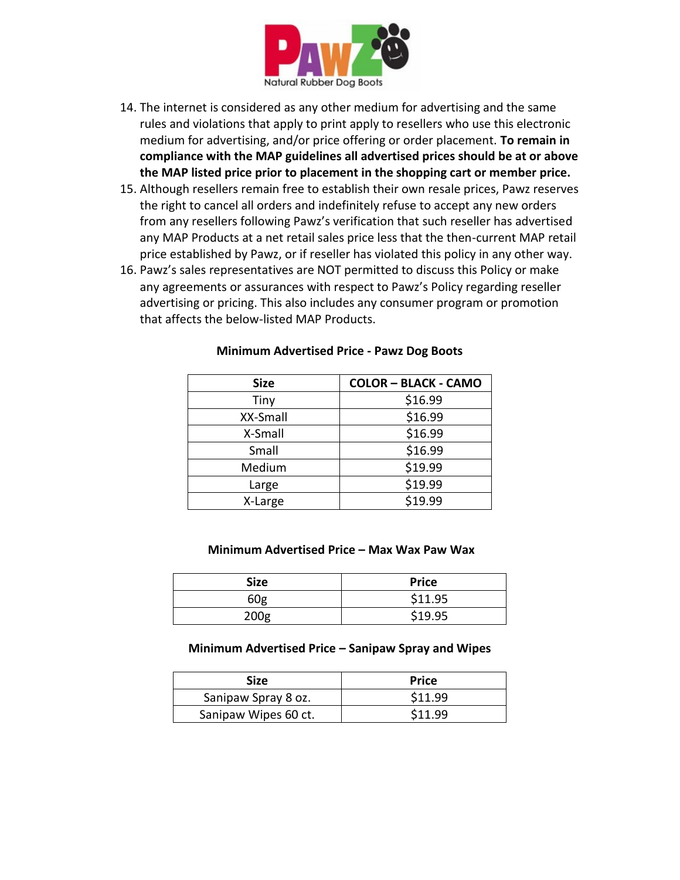14. The internet is considered as any other medium for advertising and the same rules and violations that apply to print apply to resellers who use this electronic medium for advertising, and/or price offering or order placement. **To remain in compliance with the MAP guidelines all advertised prices should be at or above the MAP listed price prior to placement in the shopping cart or member price.**
15. Although resellers remain free to establish their own resale prices, Pawz reserves the right to cancel all orders and indefinitely refuse to accept any new orders from any resellers following Pawz's verification that such reseller has advertised any MAP Products at a net retail sales price less that the then-current MAP retail price established by Pawz, or if reseller has violated this policy in any other way.
16. Pawz's sales representatives are NOT permitted to discuss this Policy or make any agreements or assurances with respect to Pawz's Policy regarding reseller advertising or pricing. This also includes any consumer program or promotion that affects the below-listed MAP Products.

**Minimum Advertised Price - Pawz Dog Boots**

| Size | COLOR – BLACK - CAMO |
| --- | --- |
| Tiny | $16.99 |
| XX-Small | $16.99 |
| X-Small | $16.99 |
| Small | $16.99 |
| Medium | $19.99 |
| Large | $19.99 |
| X-Large | $19.99 |

**Minimum Advertised Price – Max Wax Paw Wax**

| Size | Price |
| --- | --- |
| 60g | $11.95 |
| 200g | $19.95 |

**Minimum Advertised Price – Sanipaw Spray and Wipes**

| Size | Price |
| --- | --- |
| Sanipaw Spray 8 oz. | $11.99 |
| Sanipaw Wipes 60 ct. | $11.99 |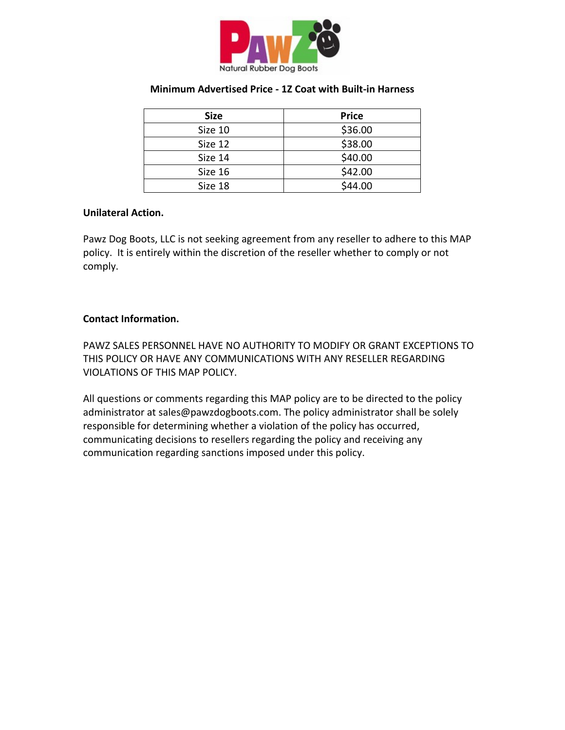PAWZ

Natural Rubber Dog Boots

**Minimum Advertised Price - 1Z Coat with Built-in Harness**

| Size | Price |
|---|---|
| Size 10 | $36.00 |
| Size 12 | $38.00 |
| Size 14 | $40.00 |
| Size 16 | $42.00 |
| Size 18 | $44.00 |

**Unilateral Action.**

Pawz Dog Boots, LLC is not seeking agreement from any reseller to adhere to this MAP policy. It is entirely within the discretion of the reseller whether to comply or not comply.

**Contact Information.**

PAWZ SALES PERSONNEL HAVE NO AUTHORITY TO MODIFY OR GRANT EXCEPTIONS TO THIS POLICY OR HAVE ANY COMMUNICATIONS WITH ANY RESELLER REGARDING VIOLATIONS OF THIS MAP POLICY.

All questions or comments regarding this MAP policy are to be directed to the policy administrator at sales@pawzdogboots.com. The policy administrator shall be solely responsible for determining whether a violation of the policy has occurred, communicating decisions to resellers regarding the policy and receiving any communication regarding sanctions imposed under this policy.